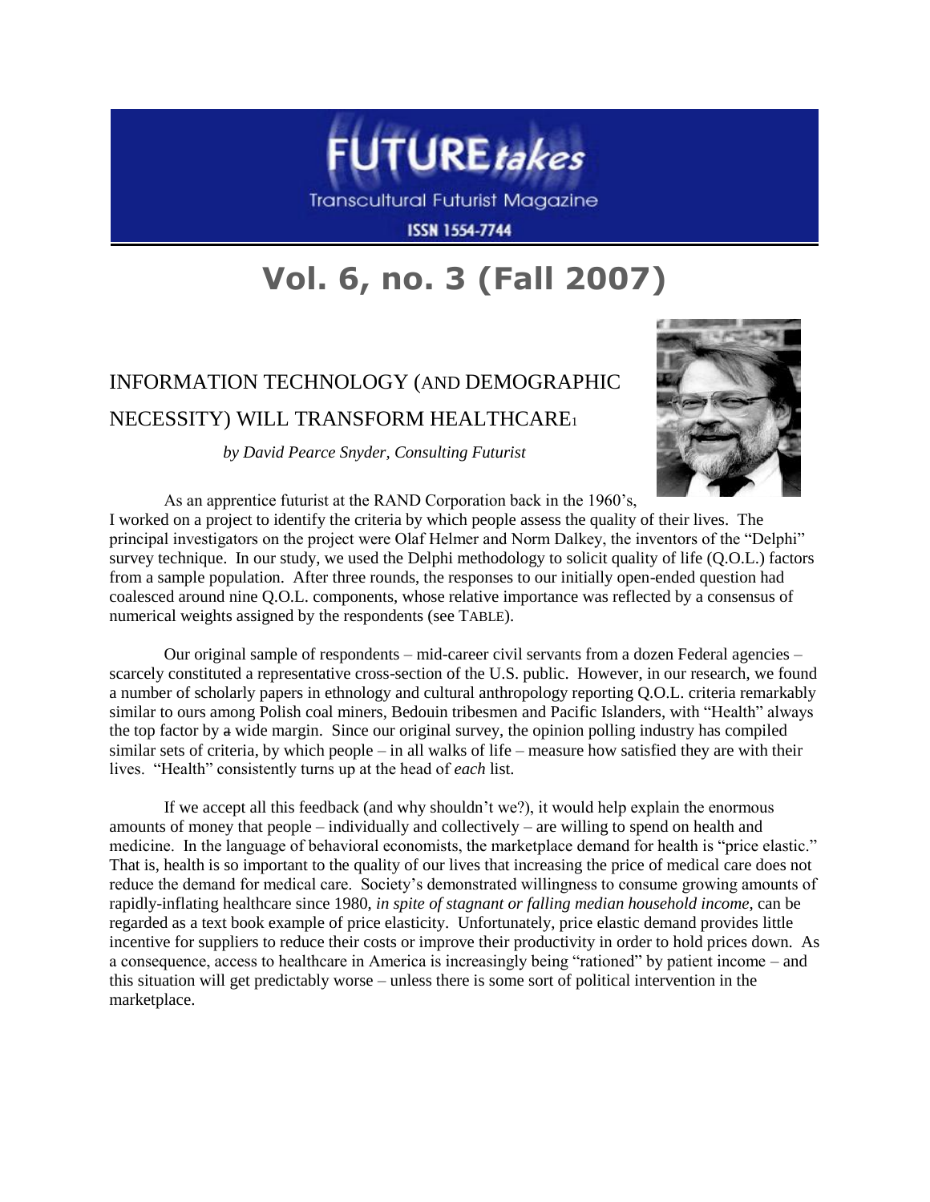# FUTURE*takes*

Transcultural Futurist Magazine

ISSN 1554-7744

## Vol. 6, no. 3 (Fall 2007)

### INFORMATION TECHNOLOGY (AND DEMOGRAPHIC NECESSITY) WILL TRANSFORM HEALTHCARE[1]

*by David Pearce Snyder, Consulting Futurist*

As an apprentice futurist at the RAND Corporation back in the 1960's, I worked on a project to identify the criteria by which people assess the quality of their lives. The principal investigators on the project were Olaf Helmer and Norm Dalkey, the inventors of the "Delphi" survey technique. In our study, we used the Delphi methodology to solicit quality of life (Q.O.L.) factors from a sample population. After three rounds, the responses to our initially open-ended question had coalesced around nine Q.O.L. components, whose relative importance was reflected by a consensus of numerical weights assigned by the respondents (see TABLE).

Our original sample of respondents – mid-career civil servants from a dozen Federal agencies – scarcely constituted a representative cross-section of the U.S. public. However, in our research, we found a number of scholarly papers in ethnology and cultural anthropology reporting Q.O.L. criteria remarkably similar to ours among Polish coal miners, Bedouin tribesmen and Pacific Islanders, with "Health" always the top factor by ~~a~~ wide margin. Since our original survey, the opinion polling industry has compiled similar sets of criteria, by which people – in all walks of life – measure how satisfied they are with their lives. "Health" consistently turns up at the head of *each* list.

If we accept all this feedback (and why shouldn't we?), it would help explain the enormous amounts of money that people – individually and collectively – are willing to spend on health and medicine. In the language of behavioral economists, the marketplace demand for health is "price elastic." That is, health is so important to the quality of our lives that increasing the price of medical care does not reduce the demand for medical care. Society's demonstrated willingness to consume growing amounts of rapidly-inflating healthcare since 1980, *in spite of stagnant or falling median household income*, can be regarded as a text book example of price elasticity. Unfortunately, price elastic demand provides little incentive for suppliers to reduce their costs or improve their productivity in order to hold prices down. As a consequence, access to healthcare in America is increasingly being "rationed" by patient income – and this situation will get predictably worse – unless there is some sort of political intervention in the marketplace.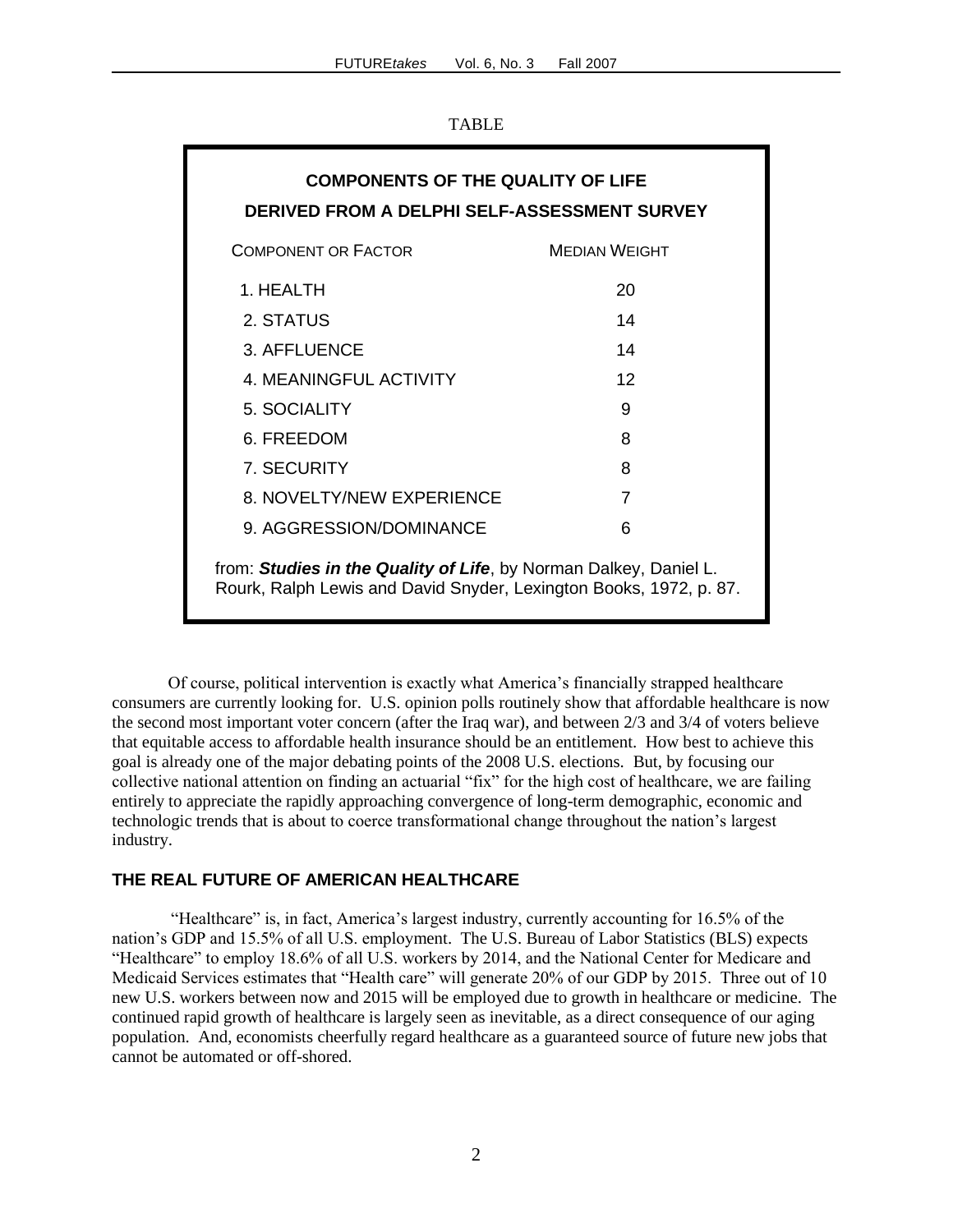TABLE

**COMPONENTS OF THE QUALITY OF LIFE**
**DERIVED FROM A DELPHI SELF-ASSESSMENT SURVEY**

| COMPONENT OR FACTOR | MEDIAN WEIGHT |
|---|---|
| 1. HEALTH | 20 |
| 2. STATUS | 14 |
| 3. AFFLUENCE | 14 |
| 4. MEANINGFUL ACTIVITY | 12 |
| 5. SOCIALITY | 9 |
| 6. FREEDOM | 8 |
| 7. SECURITY | 8 |
| 8. NOVELTY/NEW EXPERIENCE | 7 |
| 9. AGGRESSION/DOMINANCE | 6 |

from: ***Studies in the Quality of Life***, by Norman Dalkey, Daniel L. Rourk, Ralph Lewis and David Snyder, Lexington Books, 1972, p. 87.

Of course, political intervention is exactly what America's financially strapped healthcare consumers are currently looking for. U.S. opinion polls routinely show that affordable healthcare is now the second most important voter concern (after the Iraq war), and between 2/3 and 3/4 of voters believe that equitable access to affordable health insurance should be an entitlement. How best to achieve this goal is already one of the major debating points of the 2008 U.S. elections. But, by focusing our collective national attention on finding an actuarial "fix" for the high cost of healthcare, we are failing entirely to appreciate the rapidly approaching convergence of long-term demographic, economic and technologic trends that is about to coerce transformational change throughout the nation's largest industry.

## THE REAL FUTURE OF AMERICAN HEALTHCARE

"Healthcare" is, in fact, America's largest industry, currently accounting for 16.5% of the nation's GDP and 15.5% of all U.S. employment. The U.S. Bureau of Labor Statistics (BLS) expects "Healthcare" to employ 18.6% of all U.S. workers by 2014, and the National Center for Medicare and Medicaid Services estimates that "Health care" will generate 20% of our GDP by 2015. Three out of 10 new U.S. workers between now and 2015 will be employed due to growth in healthcare or medicine. The continued rapid growth of healthcare is largely seen as inevitable, as a direct consequence of our aging population. And, economists cheerfully regard healthcare as a guaranteed source of future new jobs that cannot be automated or off-shored.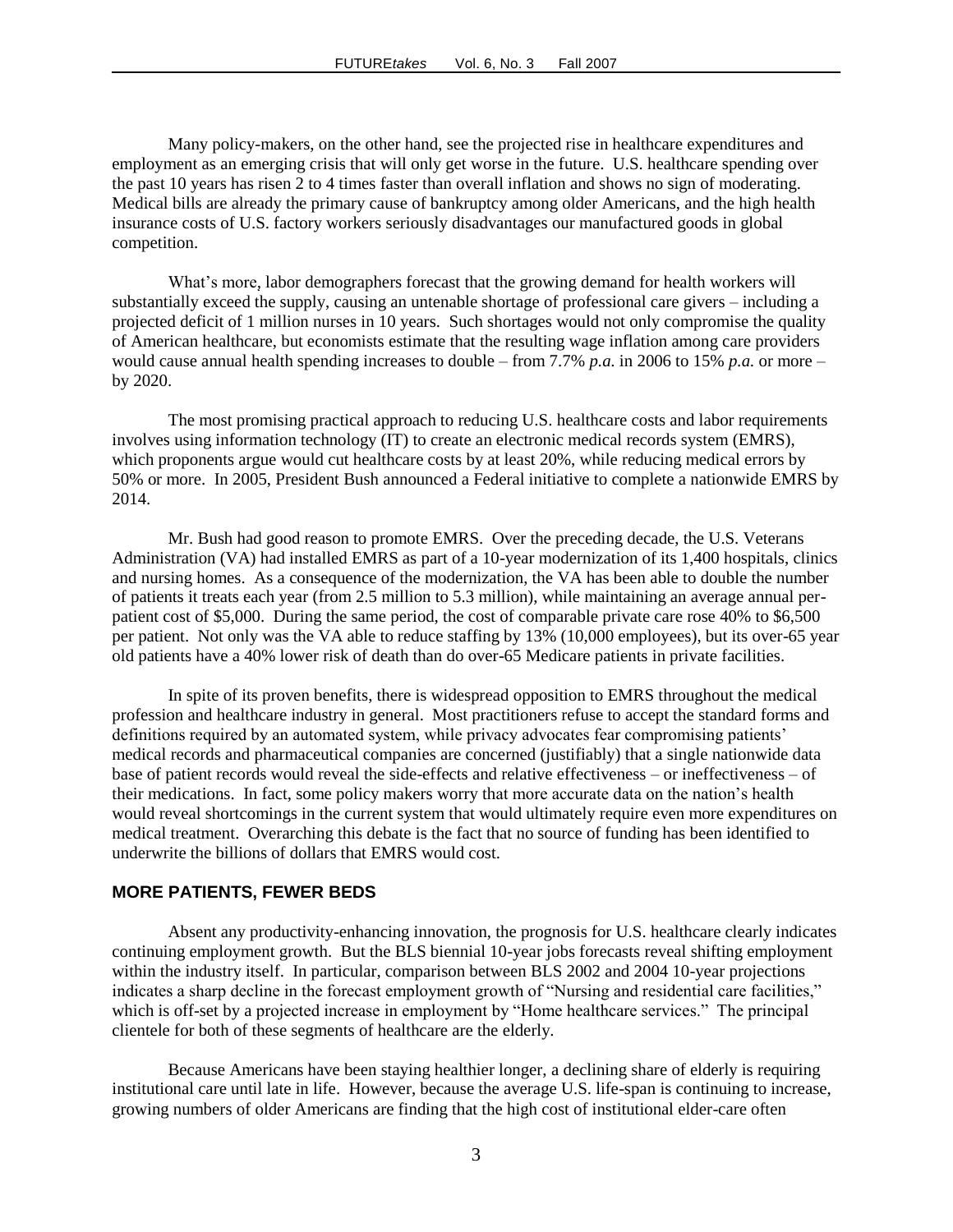Many policy-makers, on the other hand, see the projected rise in healthcare expenditures and employment as an emerging crisis that will only get worse in the future. U.S. healthcare spending over the past 10 years has risen 2 to 4 times faster than overall inflation and shows no sign of moderating. Medical bills are already the primary cause of bankruptcy among older Americans, and the high health insurance costs of U.S. factory workers seriously disadvantages our manufactured goods in global competition.

What's more, labor demographers forecast that the growing demand for health workers will substantially exceed the supply, causing an untenable shortage of professional care givers – including a projected deficit of 1 million nurses in 10 years. Such shortages would not only compromise the quality of American healthcare, but economists estimate that the resulting wage inflation among care providers would cause annual health spending increases to double – from 7.7% *p.a.* in 2006 to 15% *p.a.* or more – by 2020.

The most promising practical approach to reducing U.S. healthcare costs and labor requirements involves using information technology (IT) to create an electronic medical records system (EMRS), which proponents argue would cut healthcare costs by at least 20%, while reducing medical errors by 50% or more. In 2005, President Bush announced a Federal initiative to complete a nationwide EMRS by 2014.

Mr. Bush had good reason to promote EMRS. Over the preceding decade, the U.S. Veterans Administration (VA) had installed EMRS as part of a 10-year modernization of its 1,400 hospitals, clinics and nursing homes. As a consequence of the modernization, the VA has been able to double the number of patients it treats each year (from 2.5 million to 5.3 million), while maintaining an average annual per-patient cost of $5,000. During the same period, the cost of comparable private care rose 40% to $6,500 per patient. Not only was the VA able to reduce staffing by 13% (10,000 employees), but its over-65 year old patients have a 40% lower risk of death than do over-65 Medicare patients in private facilities.

In spite of its proven benefits, there is widespread opposition to EMRS throughout the medical profession and healthcare industry in general. Most practitioners refuse to accept the standard forms and definitions required by an automated system, while privacy advocates fear compromising patients' medical records and pharmaceutical companies are concerned (justifiably) that a single nationwide data base of patient records would reveal the side-effects and relative effectiveness – or ineffectiveness – of their medications. In fact, some policy makers worry that more accurate data on the nation's health would reveal shortcomings in the current system that would ultimately require even more expenditures on medical treatment. Overarching this debate is the fact that no source of funding has been identified to underwrite the billions of dollars that EMRS would cost.

## MORE PATIENTS, FEWER BEDS

Absent any productivity-enhancing innovation, the prognosis for U.S. healthcare clearly indicates continuing employment growth. But the BLS biennial 10-year jobs forecasts reveal shifting employment within the industry itself. In particular, comparison between BLS 2002 and 2004 10-year projections indicates a sharp decline in the forecast employment growth of "Nursing and residential care facilities," which is off-set by a projected increase in employment by "Home healthcare services." The principal clientele for both of these segments of healthcare are the elderly.

Because Americans have been staying healthier longer, a declining share of elderly is requiring institutional care until late in life. However, because the average U.S. life-span is continuing to increase, growing numbers of older Americans are finding that the high cost of institutional elder-care often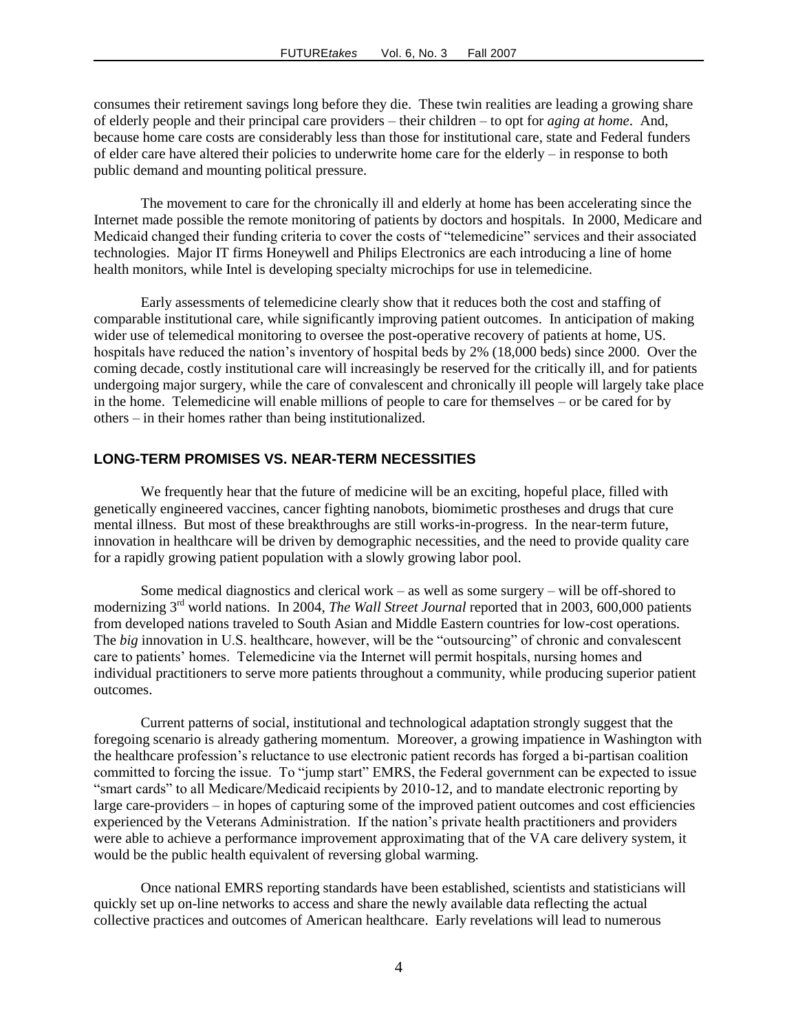consumes their retirement savings long before they die. These twin realities are leading a growing share of elderly people and their principal care providers – their children – to opt for *aging at home*. And, because home care costs are considerably less than those for institutional care, state and Federal funders of elder care have altered their policies to underwrite home care for the elderly – in response to both public demand and mounting political pressure.

The movement to care for the chronically ill and elderly at home has been accelerating since the Internet made possible the remote monitoring of patients by doctors and hospitals. In 2000, Medicare and Medicaid changed their funding criteria to cover the costs of "telemedicine" services and their associated technologies. Major IT firms Honeywell and Philips Electronics are each introducing a line of home health monitors, while Intel is developing specialty microchips for use in telemedicine.

Early assessments of telemedicine clearly show that it reduces both the cost and staffing of comparable institutional care, while significantly improving patient outcomes. In anticipation of making wider use of telemedical monitoring to oversee the post-operative recovery of patients at home, US. hospitals have reduced the nation's inventory of hospital beds by 2% (18,000 beds) since 2000. Over the coming decade, costly institutional care will increasingly be reserved for the critically ill, and for patients undergoing major surgery, while the care of convalescent and chronically ill people will largely take place in the home. Telemedicine will enable millions of people to care for themselves – or be cared for by others – in their homes rather than being institutionalized.

## LONG-TERM PROMISES VS. NEAR-TERM NECESSITIES

We frequently hear that the future of medicine will be an exciting, hopeful place, filled with genetically engineered vaccines, cancer fighting nanobots, biomimetic prostheses and drugs that cure mental illness. But most of these breakthroughs are still works-in-progress. In the near-term future, innovation in healthcare will be driven by demographic necessities, and the need to provide quality care for a rapidly growing patient population with a slowly growing labor pool.

Some medical diagnostics and clerical work – as well as some surgery – will be off-shored to modernizing 3rd world nations. In 2004, *The Wall Street Journal* reported that in 2003, 600,000 patients from developed nations traveled to South Asian and Middle Eastern countries for low-cost operations. The *big* innovation in U.S. healthcare, however, will be the "outsourcing" of chronic and convalescent care to patients' homes. Telemedicine via the Internet will permit hospitals, nursing homes and individual practitioners to serve more patients throughout a community, while producing superior patient outcomes.

Current patterns of social, institutional and technological adaptation strongly suggest that the foregoing scenario is already gathering momentum. Moreover, a growing impatience in Washington with the healthcare profession's reluctance to use electronic patient records has forged a bi-partisan coalition committed to forcing the issue. To "jump start" EMRS, the Federal government can be expected to issue "smart cards" to all Medicare/Medicaid recipients by 2010-12, and to mandate electronic reporting by large care-providers – in hopes of capturing some of the improved patient outcomes and cost efficiencies experienced by the Veterans Administration. If the nation's private health practitioners and providers were able to achieve a performance improvement approximating that of the VA care delivery system, it would be the public health equivalent of reversing global warming.

Once national EMRS reporting standards have been established, scientists and statisticians will quickly set up on-line networks to access and share the newly available data reflecting the actual collective practices and outcomes of American healthcare. Early revelations will lead to numerous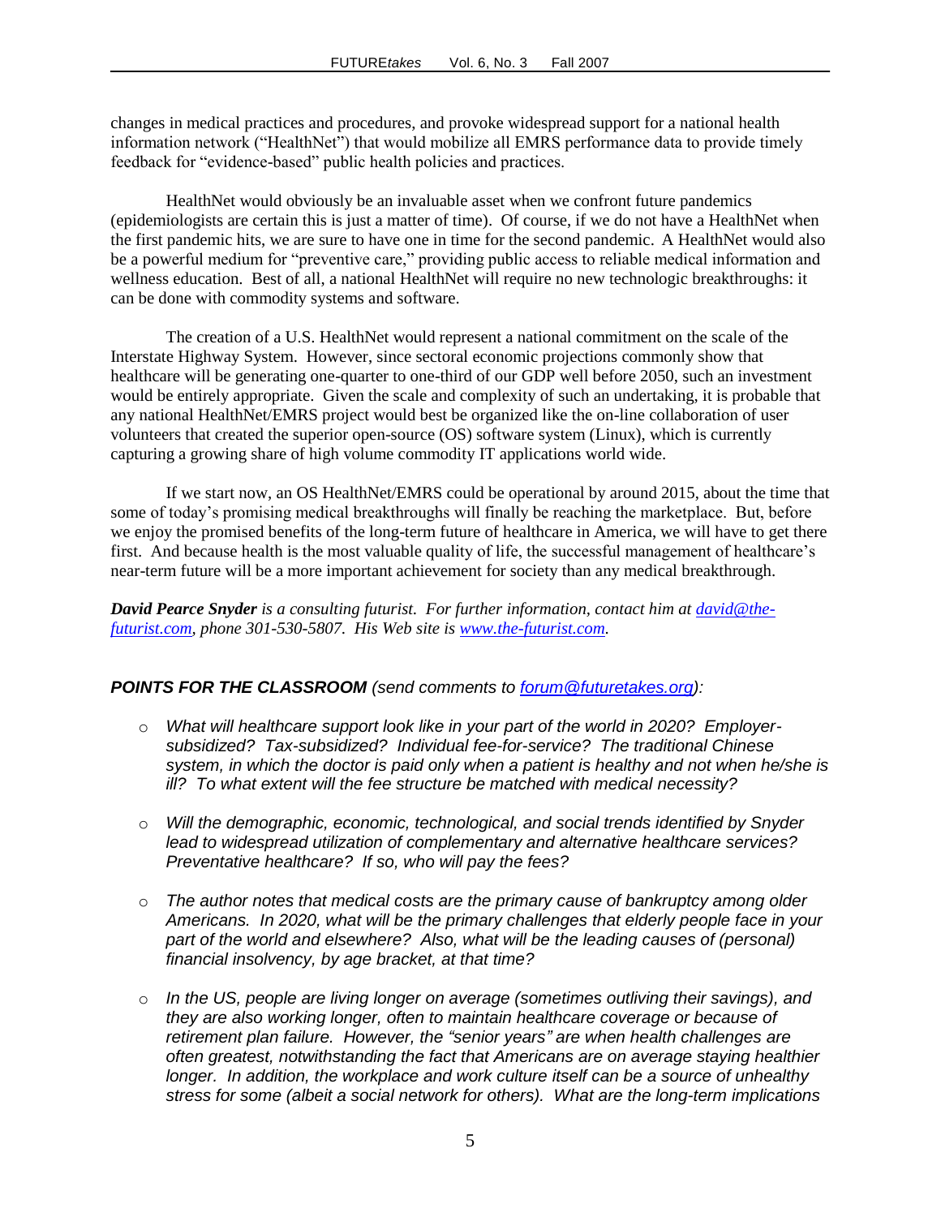changes in medical practices and procedures, and provoke widespread support for a national health information network ("HealthNet") that would mobilize all EMRS performance data to provide timely feedback for "evidence-based" public health policies and practices.

HealthNet would obviously be an invaluable asset when we confront future pandemics (epidemiologists are certain this is just a matter of time). Of course, if we do not have a HealthNet when the first pandemic hits, we are sure to have one in time for the second pandemic. A HealthNet would also be a powerful medium for "preventive care," providing public access to reliable medical information and wellness education. Best of all, a national HealthNet will require no new technologic breakthroughs: it can be done with commodity systems and software.

The creation of a U.S. HealthNet would represent a national commitment on the scale of the Interstate Highway System. However, since sectoral economic projections commonly show that healthcare will be generating one-quarter to one-third of our GDP well before 2050, such an investment would be entirely appropriate. Given the scale and complexity of such an undertaking, it is probable that any national HealthNet/EMRS project would best be organized like the on-line collaboration of user volunteers that created the superior open-source (OS) software system (Linux), which is currently capturing a growing share of high volume commodity IT applications world wide.

If we start now, an OS HealthNet/EMRS could be operational by around 2015, about the time that some of today's promising medical breakthroughs will finally be reaching the marketplace. But, before we enjoy the promised benefits of the long-term future of healthcare in America, we will have to get there first. And because health is the most valuable quality of life, the successful management of healthcare's near-term future will be a more important achievement for society than any medical breakthrough.

***David Pearce Snyder*** *is a consulting futurist. For further information, contact him at [david@the-futurist.com](mailto:david@the-futurist.com), phone 301-530-5807. His Web site is [www.the-futurist.com](http://www.the-futurist.com).*

***POINTS FOR THE CLASSROOM*** *(send comments to [forum@futuretakes.org](mailto:forum@futuretakes.org)):*

- *What will healthcare support look like in your part of the world in 2020? Employer-subsidized? Tax-subsidized? Individual fee-for-service? The traditional Chinese system, in which the doctor is paid only when a patient is healthy and not when he/she is ill? To what extent will the fee structure be matched with medical necessity?*
- *Will the demographic, economic, technological, and social trends identified by Snyder lead to widespread utilization of complementary and alternative healthcare services? Preventative healthcare? If so, who will pay the fees?*
- *The author notes that medical costs are the primary cause of bankruptcy among older Americans. In 2020, what will be the primary challenges that elderly people face in your part of the world and elsewhere? Also, what will be the leading causes of (personal) financial insolvency, by age bracket, at that time?*
- *In the US, people are living longer on average (sometimes outliving their savings), and they are also working longer, often to maintain healthcare coverage or because of retirement plan failure. However, the "senior years" are when health challenges are often greatest, notwithstanding the fact that Americans are on average staying healthier longer. In addition, the workplace and work culture itself can be a source of unhealthy stress for some (albeit a social network for others). What are the long-term implications*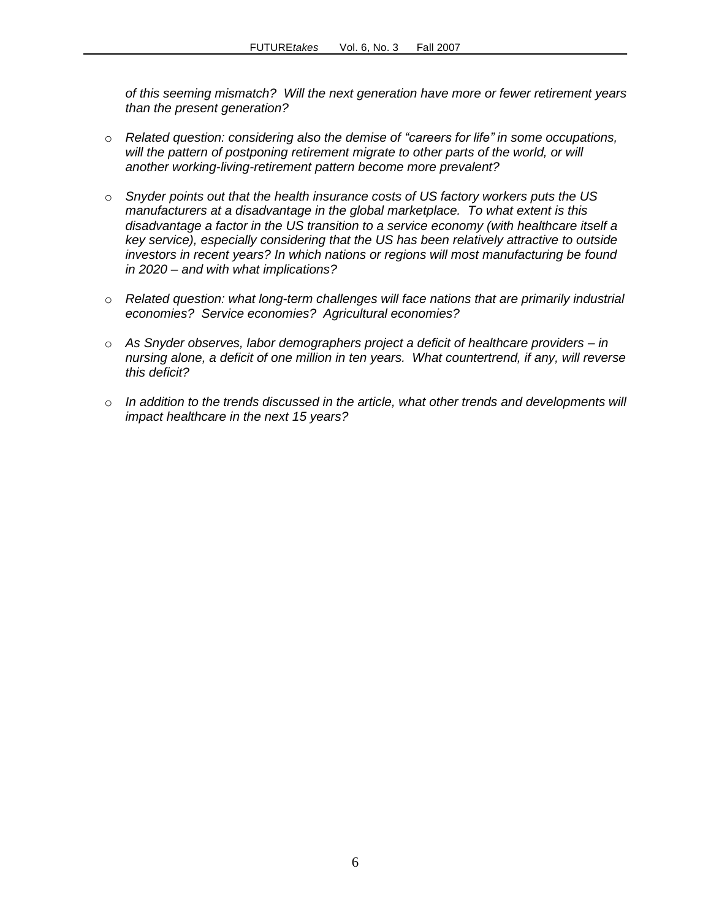*of this seeming mismatch? Will the next generation have more or fewer retirement years than the present generation?*

- *Related question: considering also the demise of "careers for life" in some occupations, will the pattern of postponing retirement migrate to other parts of the world, or will another working-living-retirement pattern become more prevalent?*

- *Snyder points out that the health insurance costs of US factory workers puts the US manufacturers at a disadvantage in the global marketplace. To what extent is this disadvantage a factor in the US transition to a service economy (with healthcare itself a key service), especially considering that the US has been relatively attractive to outside investors in recent years? In which nations or regions will most manufacturing be found in 2020 – and with what implications?*

- *Related question: what long-term challenges will face nations that are primarily industrial economies? Service economies? Agricultural economies?*

- *As Snyder observes, labor demographers project a deficit of healthcare providers – in nursing alone, a deficit of one million in ten years. What countertrend, if any, will reverse this deficit?*

- *In addition to the trends discussed in the article, what other trends and developments will impact healthcare in the next 15 years?*